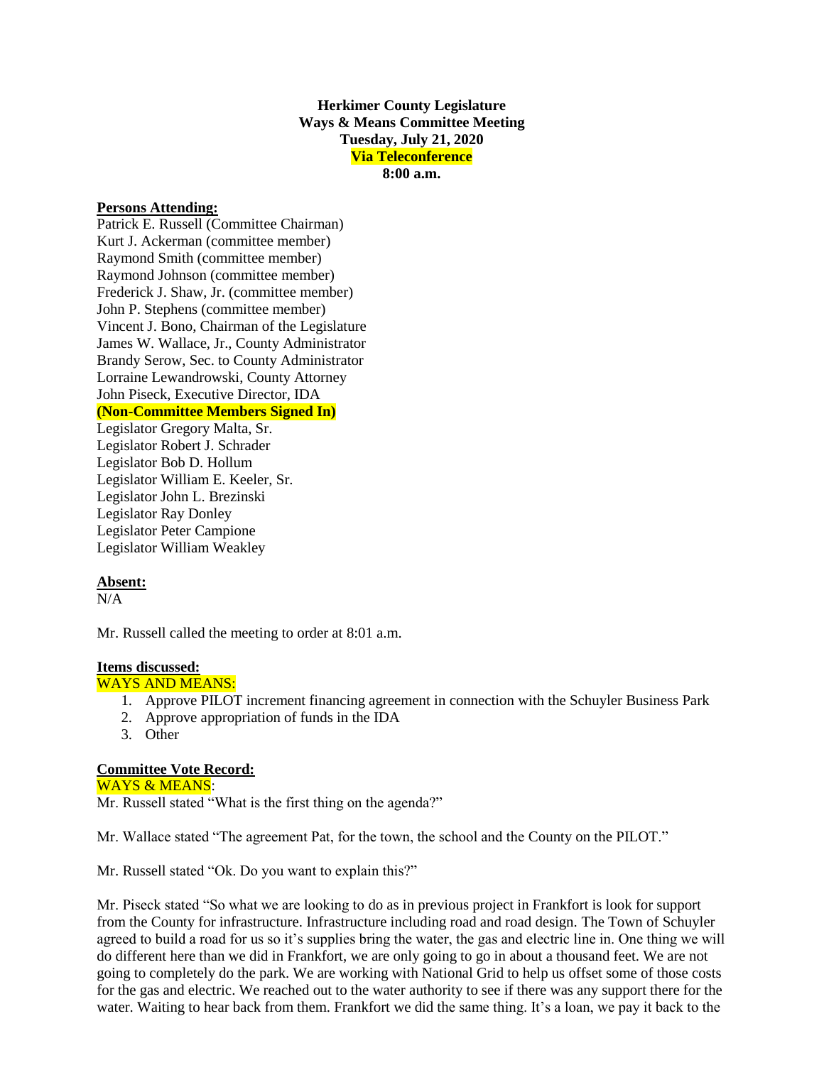**Herkimer County Legislature**
**Ways & Means Committee Meeting**
**Tuesday, July 21, 2020**
**Via Teleconference**
**8:00 a.m.**

**Persons Attending:**

Patrick E. Russell (Committee Chairman)
Kurt J. Ackerman (committee member)
Raymond Smith (committee member)
Raymond Johnson (committee member)
Frederick J. Shaw, Jr. (committee member)
John P. Stephens (committee member)
Vincent J. Bono, Chairman of the Legislature
James W. Wallace, Jr., County Administrator
Brandy Serow, Sec. to County Administrator
Lorraine Lewandrowski, County Attorney
John Piseck, Executive Director, IDA
**(Non-Committee Members Signed In)**
Legislator Gregory Malta, Sr.
Legislator Robert J. Schrader
Legislator Bob D. Hollum
Legislator William E. Keeler, Sr.
Legislator John L. Brezinski
Legislator Ray Donley
Legislator Peter Campione
Legislator William Weakley

**Absent:**

N/A

Mr. Russell called the meeting to order at 8:01 a.m.

**Items discussed:**

WAYS AND MEANS:

1. Approve PILOT increment financing agreement in connection with the Schuyler Business Park
2. Approve appropriation of funds in the IDA
3. Other

**Committee Vote Record:**

WAYS & MEANS:

Mr. Russell stated "What is the first thing on the agenda?"

Mr. Wallace stated "The agreement Pat, for the town, the school and the County on the PILOT."

Mr. Russell stated "Ok. Do you want to explain this?"

Mr. Piseck stated "So what we are looking to do as in previous project in Frankfort is look for support from the County for infrastructure. Infrastructure including road and road design. The Town of Schuyler agreed to build a road for us so it's supplies bring the water, the gas and electric line in. One thing we will do different here than we did in Frankfort, we are only going to go in about a thousand feet. We are not going to completely do the park. We are working with National Grid to help us offset some of those costs for the gas and electric. We reached out to the water authority to see if there was any support there for the water. Waiting to hear back from them. Frankfort we did the same thing. It's a loan, we pay it back to the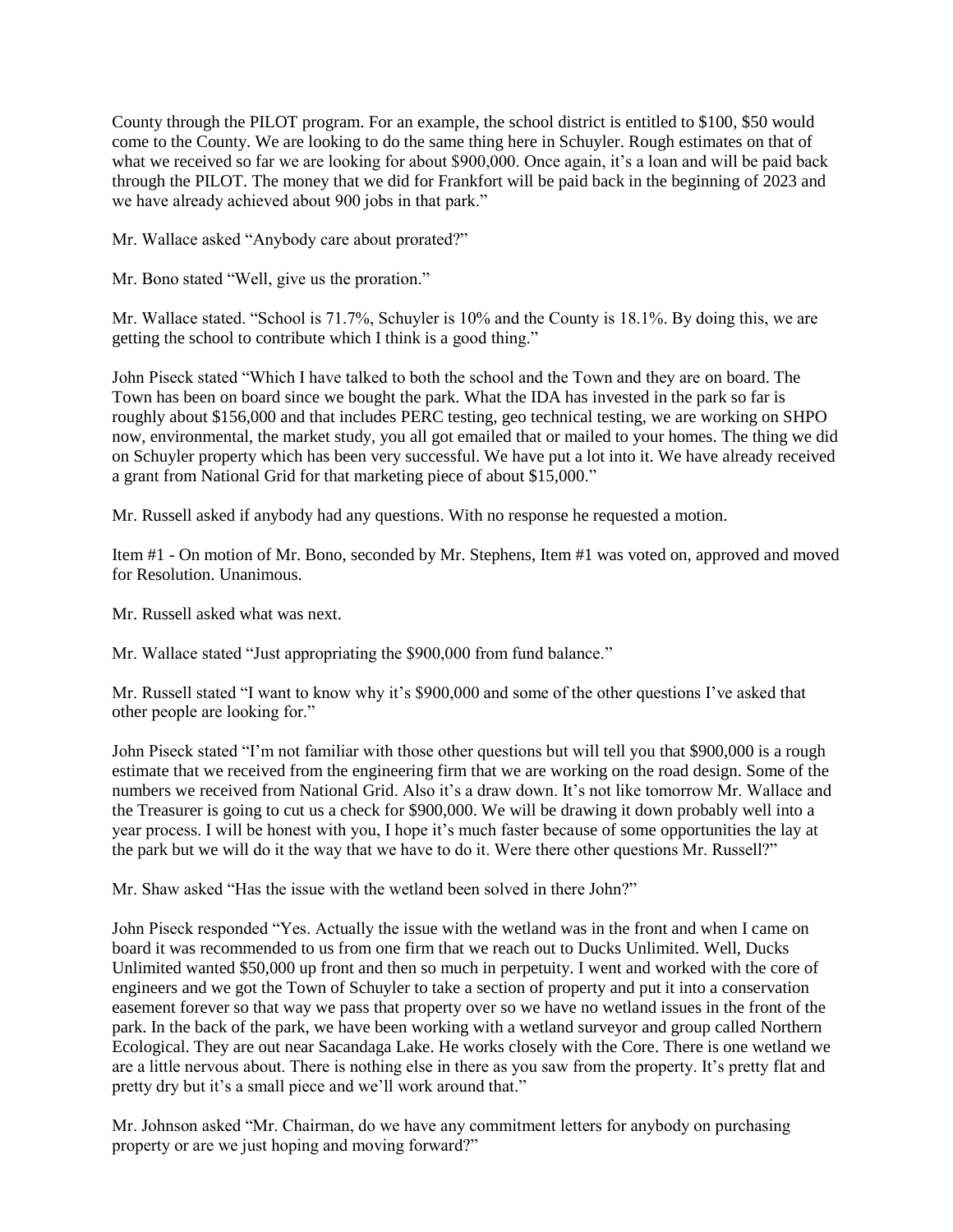County through the PILOT program. For an example, the school district is entitled to $100, $50 would come to the County. We are looking to do the same thing here in Schuyler. Rough estimates on that of what we received so far we are looking for about $900,000. Once again, it's a loan and will be paid back through the PILOT. The money that we did for Frankfort will be paid back in the beginning of 2023 and we have already achieved about 900 jobs in that park."

Mr. Wallace asked "Anybody care about prorated?"

Mr. Bono stated "Well, give us the proration."

Mr. Wallace stated. "School is 71.7%, Schuyler is 10% and the County is 18.1%. By doing this, we are getting the school to contribute which I think is a good thing."

John Piseck stated "Which I have talked to both the school and the Town and they are on board. The Town has been on board since we bought the park. What the IDA has invested in the park so far is roughly about $156,000 and that includes PERC testing, geo technical testing, we are working on SHPO now, environmental, the market study, you all got emailed that or mailed to your homes. The thing we did on Schuyler property which has been very successful. We have put a lot into it. We have already received a grant from National Grid for that marketing piece of about $15,000."

Mr. Russell asked if anybody had any questions. With no response he requested a motion.

Item #1 - On motion of Mr. Bono, seconded by Mr. Stephens, Item #1 was voted on, approved and moved for Resolution. Unanimous.

Mr. Russell asked what was next.

Mr. Wallace stated "Just appropriating the $900,000 from fund balance."

Mr. Russell stated "I want to know why it's $900,000 and some of the other questions I've asked that other people are looking for."

John Piseck stated "I'm not familiar with those other questions but will tell you that $900,000 is a rough estimate that we received from the engineering firm that we are working on the road design. Some of the numbers we received from National Grid. Also it's a draw down. It's not like tomorrow Mr. Wallace and the Treasurer is going to cut us a check for $900,000. We will be drawing it down probably well into a year process. I will be honest with you, I hope it's much faster because of some opportunities the lay at the park but we will do it the way that we have to do it. Were there other questions Mr. Russell?"

Mr. Shaw asked "Has the issue with the wetland been solved in there John?"

John Piseck responded "Yes. Actually the issue with the wetland was in the front and when I came on board it was recommended to us from one firm that we reach out to Ducks Unlimited. Well, Ducks Unlimited wanted $50,000 up front and then so much in perpetuity. I went and worked with the core of engineers and we got the Town of Schuyler to take a section of property and put it into a conservation easement forever so that way we pass that property over so we have no wetland issues in the front of the park. In the back of the park, we have been working with a wetland surveyor and group called Northern Ecological. They are out near Sacandaga Lake. He works closely with the Core. There is one wetland we are a little nervous about. There is nothing else in there as you saw from the property. It's pretty flat and pretty dry but it's a small piece and we'll work around that."

Mr. Johnson asked "Mr. Chairman, do we have any commitment letters for anybody on purchasing property or are we just hoping and moving forward?"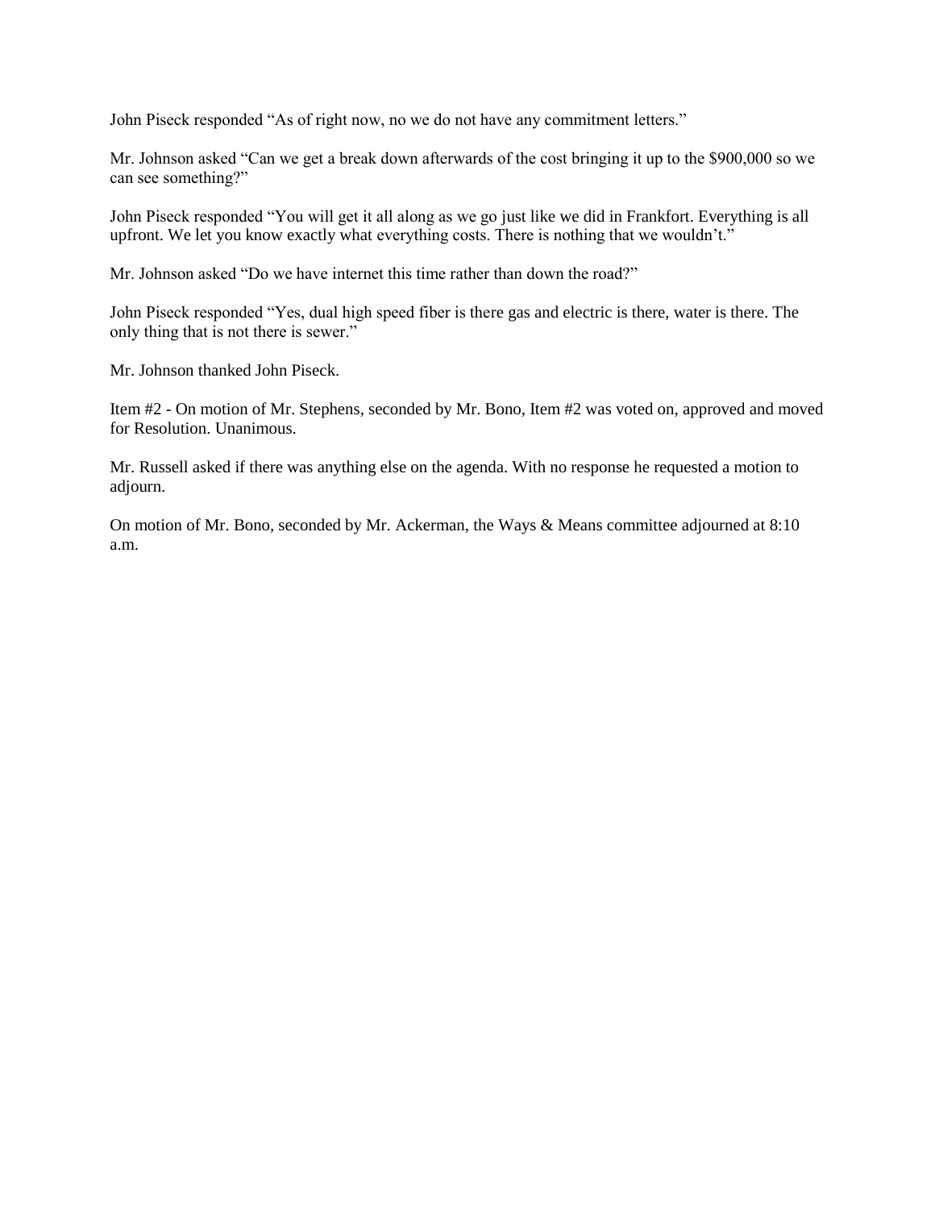John Piseck responded “As of right now, no we do not have any commitment letters.”

Mr. Johnson asked “Can we get a break down afterwards of the cost bringing it up to the $900,000 so we can see something?”

John Piseck responded “You will get it all along as we go just like we did in Frankfort. Everything is all upfront. We let you know exactly what everything costs. There is nothing that we wouldn’t.”

Mr. Johnson asked “Do we have internet this time rather than down the road?”

John Piseck responded “Yes, dual high speed fiber is there gas and electric is there, water is there. The only thing that is not there is sewer.”

Mr. Johnson thanked John Piseck.

Item #2 - On motion of Mr. Stephens, seconded by Mr. Bono, Item #2 was voted on, approved and moved for Resolution. Unanimous.

Mr. Russell asked if there was anything else on the agenda. With no response he requested a motion to adjourn.

On motion of Mr. Bono, seconded by Mr. Ackerman, the Ways & Means committee adjourned at 8:10 a.m.